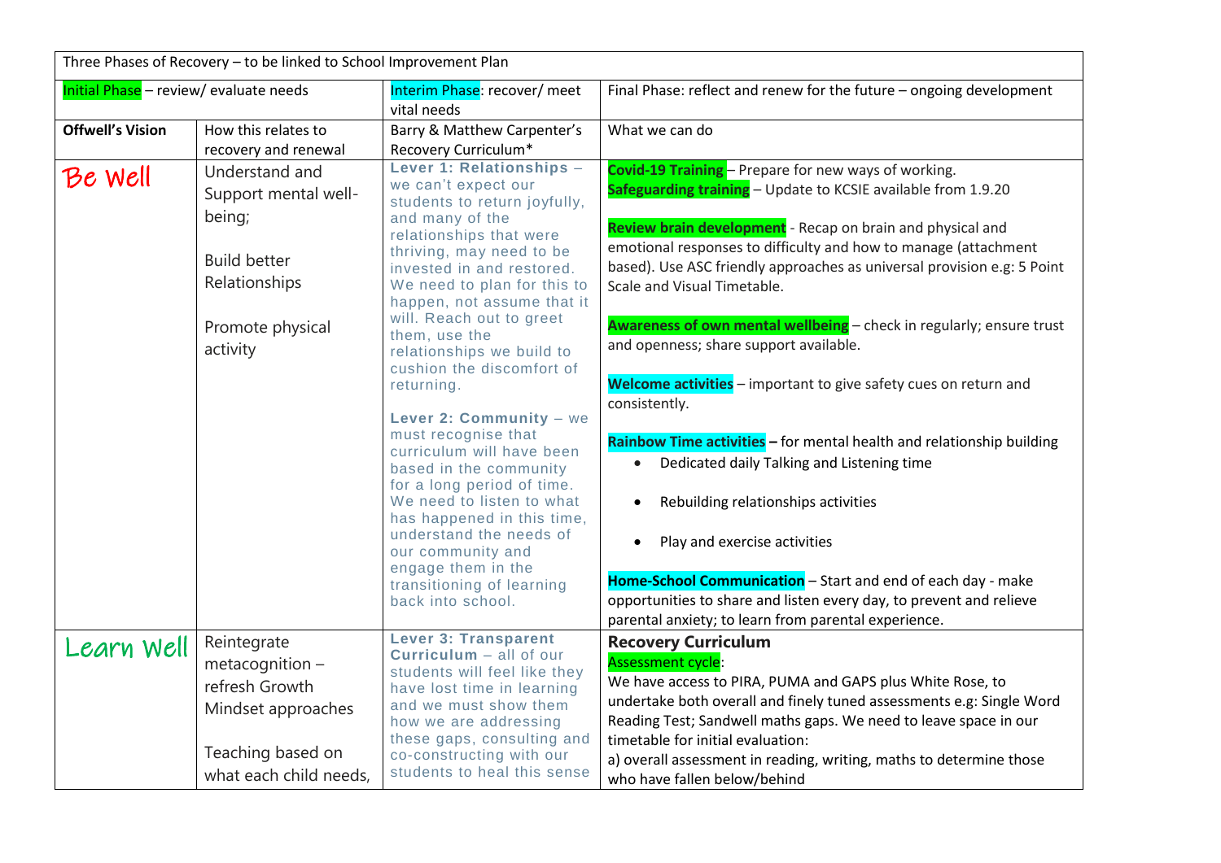| Three Phases of Recovery – to be linked to School Improvement Plan | | | |
|---|---|---|---|
| Initial Phase – review/ evaluate needs | | Interim Phase: recover/ meet vital needs | Final Phase: reflect and renew for the future – ongoing development |
| **Offwell's Vision** | How this relates to recovery and renewal | Barry & Matthew Carpenter's Recovery Curriculum* | What we can do |
| Be Well | Understand and Support mental well-being;<br><br>Build better Relationships<br><br>Promote physical activity | **Lever 1: Relationships** – we can't expect our students to return joyfully, and many of the relationships that were thriving, may need to be invested in and restored. We need to plan for this to happen, not assume that it will. Reach out to greet them, use the relationships we build to cushion the discomfort of returning.<br><br>**Lever 2: Community** – we must recognise that curriculum will have been based in the community for a long period of time. We need to listen to what has happened in this time, understand the needs of our community and engage them in the transitioning of learning back into school. | **Covid-19 Training** – Prepare for new ways of working.<br>**Safeguarding training** – Update to KCSIE available from 1.9.20<br><br>**Review brain development** - Recap on brain and physical and emotional responses to difficulty and how to manage (attachment based). Use ASC friendly approaches as universal provision e.g: 5 Point Scale and Visual Timetable.<br><br>**Awareness of own mental wellbeing** – check in regularly; ensure trust and openness; share support available.<br><br>**Welcome activities** – important to give safety cues on return and consistently.<br><br>**Rainbow Time activities –** for mental health and relationship building<br>• Dedicated daily Talking and Listening time<br>• Rebuilding relationships activities<br>• Play and exercise activities<br><br>**Home-School Communication** – Start and end of each day - make opportunities to share and listen every day, to prevent and relieve parental anxiety; to learn from parental experience. |
| Learn Well | Reintegrate metacognition – refresh Growth Mindset approaches<br><br>Teaching based on what each child needs, | **Lever 3: Transparent Curriculum** – all of our students will feel like they have lost time in learning and we must show them how we are addressing these gaps, consulting and co-constructing with our students to heal this sense | **Recovery Curriculum**<br>Assessment cycle:<br>We have access to PIRA, PUMA and GAPS plus White Rose, to undertake both overall and finely tuned assessments e.g: Single Word Reading Test; Sandwell maths gaps. We need to leave space in our timetable for initial evaluation:<br>a) overall assessment in reading, writing, maths to determine those who have fallen below/behind |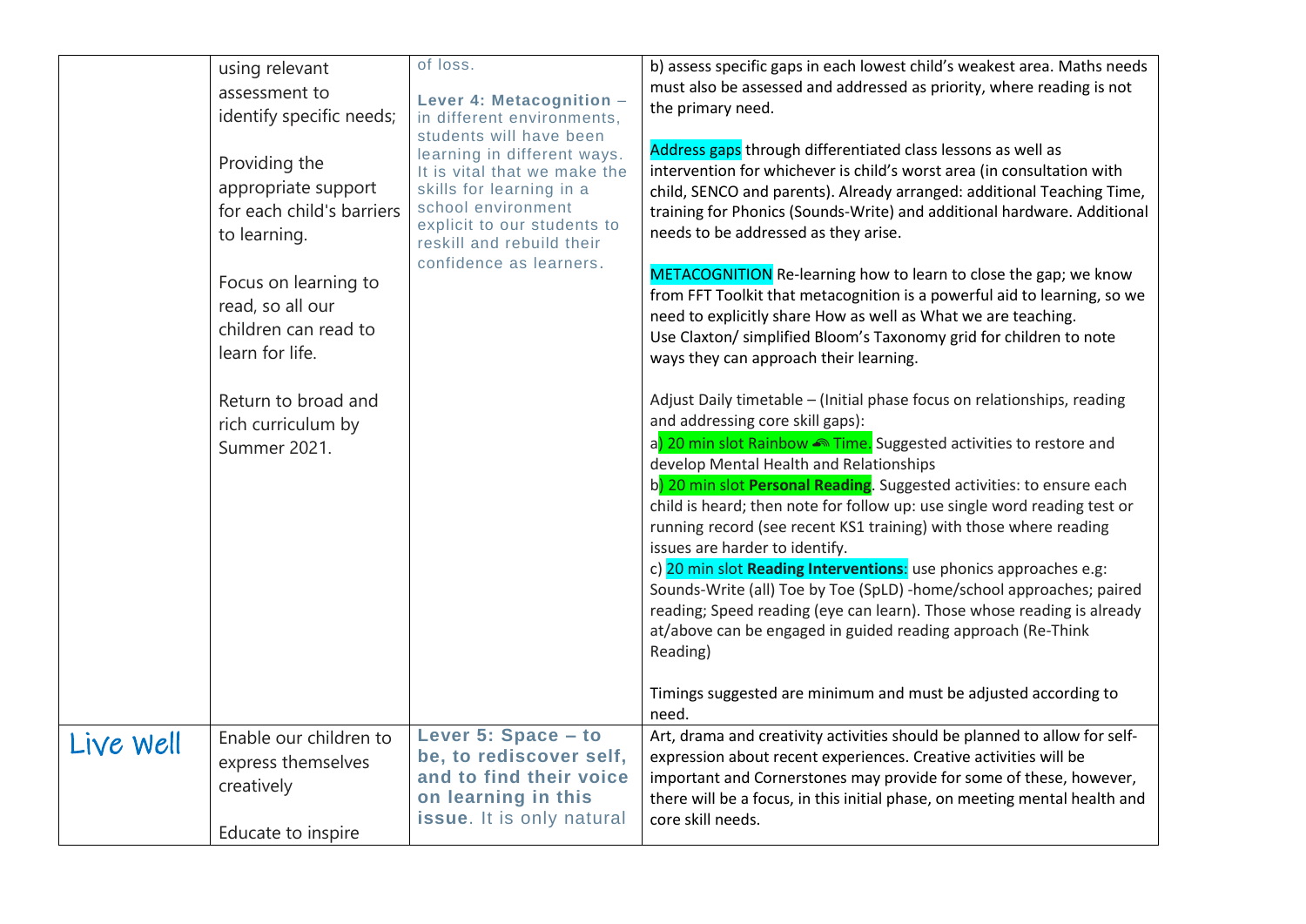| | | | |
|---|---|---|---|
| | using relevant assessment to identify specific needs;<br><br>Providing the appropriate support for each child's barriers to learning.<br><br>Focus on learning to read, so all our children can read to learn for life.<br><br>Return to broad and rich curriculum by Summer 2021. | of loss.<br><br>**Lever 4: Metacognition** – in different environments, students will have been learning in different ways. It is vital that we make the skills for learning in a school environment explicit to our students to reskill and rebuild their confidence as learners. | b) assess specific gaps in each lowest child's weakest area. Maths needs must also be assessed and addressed as priority, where reading is not the primary need.<br><br>Address gaps through differentiated class lessons as well as intervention for whichever is child's worst area (in consultation with child, SENCO and parents). Already arranged: additional Teaching Time, training for Phonics (Sounds-Write) and additional hardware. Additional needs to be addressed as they arise.<br><br>METACOGNITION Re-learning how to learn to close the gap; we know from FFT Toolkit that metacognition is a powerful aid to learning, so we need to explicitly share How as well as What we are teaching.<br>Use Claxton/ simplified Bloom's Taxonomy grid for children to note ways they can approach their learning.<br><br>Adjust Daily timetable – (Initial phase focus on relationships, reading and addressing core skill gaps):<br>a) 20 min slot Rainbow Time. Suggested activities to restore and develop Mental Health and Relationships<br>b) 20 min slot **Personal Reading**. Suggested activities: to ensure each child is heard; then note for follow up: use single word reading test or running record (see recent KS1 training) with those where reading issues are harder to identify.<br>c) 20 min slot **Reading Interventions**: use phonics approaches e.g: Sounds-Write (all) Toe by Toe (SpLD) -home/school approaches; paired reading; Speed reading (eye can learn). Those whose reading is already at/above can be engaged in guided reading approach (Re-Think Reading)<br><br>Timings suggested are minimum and must be adjusted according to need. |
| Live Well | Enable our children to express themselves creatively<br><br>Educate to inspire | **Lever 5: Space – to be, to rediscover self, and to find their voice on learning in this issue**. It is only natural | Art, drama and creativity activities should be planned to allow for self-expression about recent experiences. Creative activities will be important and Cornerstones may provide for some of these, however, there will be a focus, in this initial phase, on meeting mental health and core skill needs. |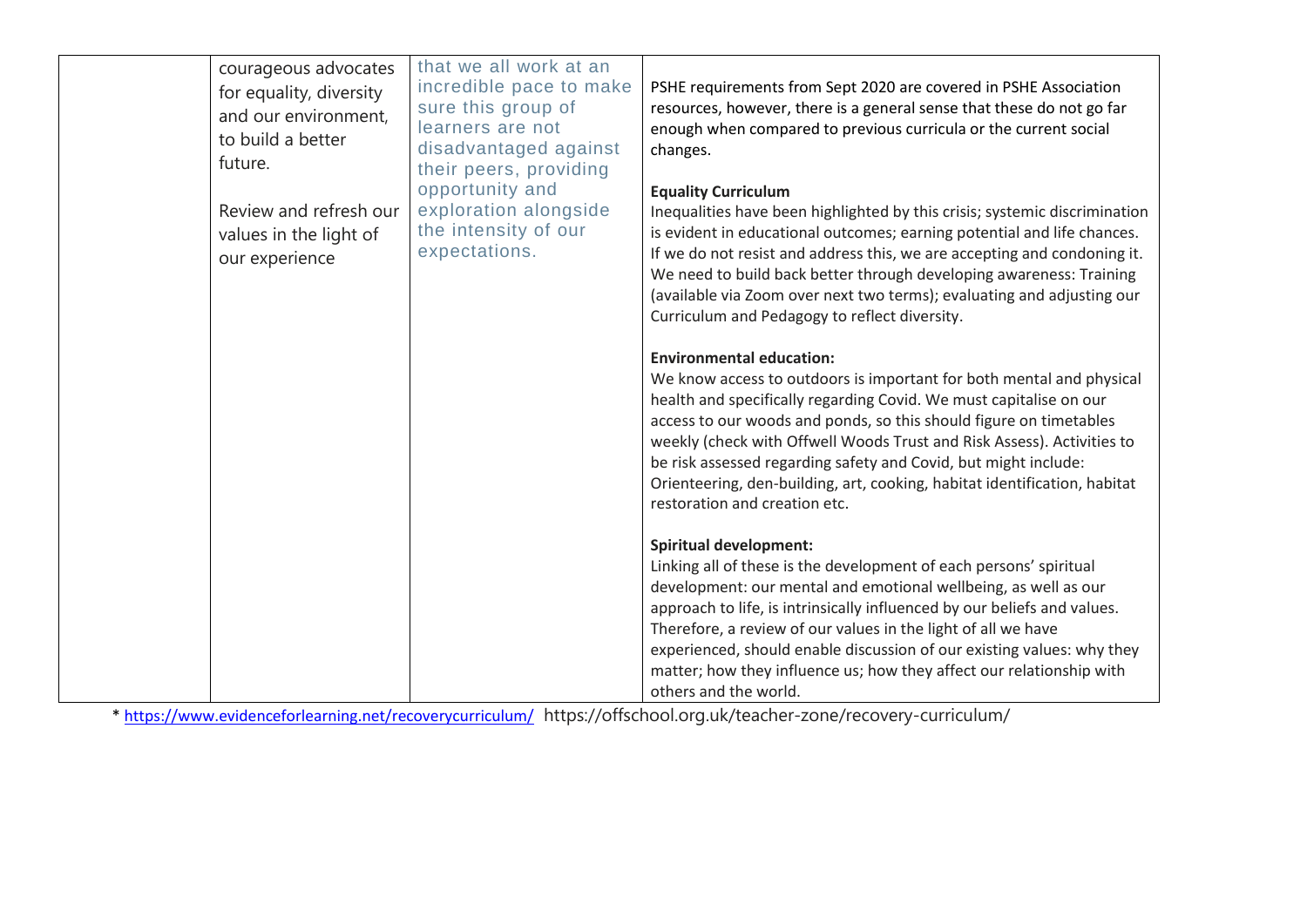| | | | |
|---|---|---|---|
| | courageous advocates for equality, diversity and our environment, to build a better future.<br><br>Review and refresh our values in the light of our experience | that we all work at an incredible pace to make sure this group of learners are not disadvantaged against their peers, providing opportunity and exploration alongside the intensity of our expectations. | PSHE requirements from Sept 2020 are covered in PSHE Association resources, however, there is a general sense that these do not go far enough when compared to previous curricula or the current social changes.<br><br>**Equality Curriculum**<br>Inequalities have been highlighted by this crisis; systemic discrimination is evident in educational outcomes; earning potential and life chances. If we do not resist and address this, we are accepting and condoning it. We need to build back better through developing awareness: Training (available via Zoom over next two terms); evaluating and adjusting our Curriculum and Pedagogy to reflect diversity.<br><br>**Environmental education:**<br>We know access to outdoors is important for both mental and physical health and specifically regarding Covid. We must capitalise on our access to our woods and ponds, so this should figure on timetables weekly (check with Offwell Woods Trust and Risk Assess). Activities to be risk assessed regarding safety and Covid, but might include: Orienteering, den-building, art, cooking, habitat identification, habitat restoration and creation etc.<br><br>**Spiritual development:**<br>Linking all of these is the development of each persons' spiritual development: our mental and emotional wellbeing, as well as our approach to life, is intrinsically influenced by our beliefs and values. Therefore, a review of our values in the light of all we have experienced, should enable discussion of our existing values: why they matter; how they influence us; how they affect our relationship with others and the world. |

* https://www.evidenceforlearning.net/recoverycurriculum/ https://offschool.org.uk/teacher-zone/recovery-curriculum/